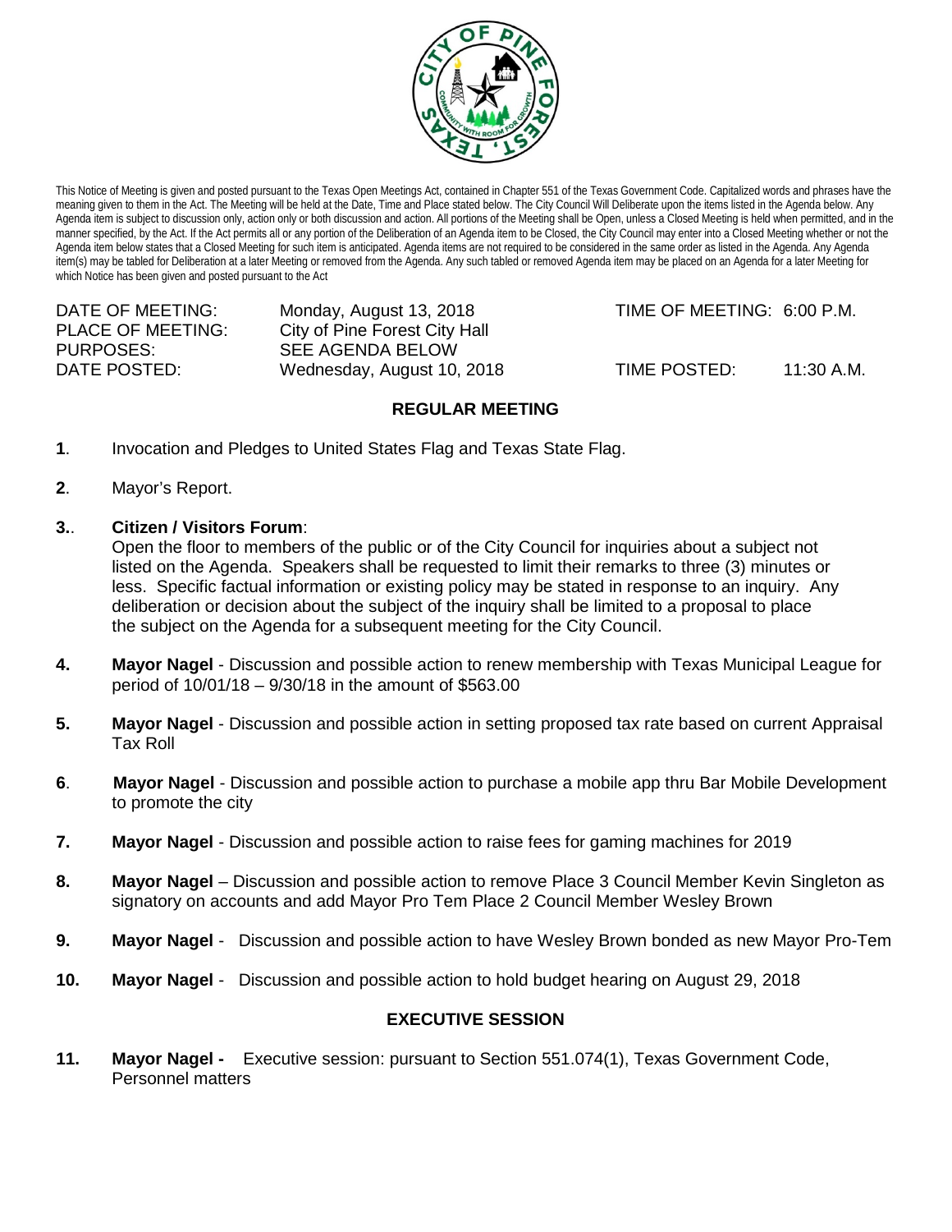This Notice of Meeting is given and posted pursuant to the Texas Open Meetings Act, contained in Chapter 551 of the Texas Government Code. Capitalized words and phrases have the meaning given to them in the Act. The Meeting will be held at the Date, Time and Place stated below. The City Council Will Deliberate upon the items listed in the Agenda below. Any Agenda item is subject to discussion only, action only or both discussion and action. All portions of the Meeting shall be Open, unless a Closed Meeting is held when permitted, and in the manner specified, by the Act. If the Act permits all or any portion of the Deliberation of an Agenda item to be Closed, the City Council may enter into a Closed Meeting whether or not the Agenda item below states that a Closed Meeting for such item is anticipated. Agenda items are not required to be considered in the same order as listed in the Agenda. Any Agenda item(s) may be tabled for Deliberation at a later Meeting or removed from the Agenda. Any such tabled or removed Agenda item may be placed on an Agenda for a later Meeting for which Notice has been given and posted pursuant to the Act

| | | | |
|---|---|---|---|
| DATE OF MEETING: | Monday, August 13, 2018 | TIME OF MEETING: | 6:00 P.M. |
| PLACE OF MEETING: | City of Pine Forest City Hall | | |
| PURPOSES: | SEE AGENDA BELOW | | |
| DATE POSTED: | Wednesday, August 10, 2018 | TIME POSTED: | 11:30 A.M. |

## REGULAR MEETING

**1**. Invocation and Pledges to United States Flag and Texas State Flag.

**2**. Mayor's Report.

**3.**. **Citizen / Visitors Forum**:
Open the floor to members of the public or of the City Council for inquiries about a subject not listed on the Agenda. Speakers shall be requested to limit their remarks to three (3) minutes or less. Specific factual information or existing policy may be stated in response to an inquiry. Any deliberation or decision about the subject of the inquiry shall be limited to a proposal to place the subject on the Agenda for a subsequent meeting for the City Council.

**4.** **Mayor Nagel** - Discussion and possible action to renew membership with Texas Municipal League for period of 10/01/18 – 9/30/18 in the amount of $563.00

**5.** **Mayor Nagel** - Discussion and possible action in setting proposed tax rate based on current Appraisal Tax Roll

**6**. **Mayor Nagel** - Discussion and possible action to purchase a mobile app thru Bar Mobile Development to promote the city

**7.** **Mayor Nagel** - Discussion and possible action to raise fees for gaming machines for 2019

**8.** **Mayor Nagel** – Discussion and possible action to remove Place 3 Council Member Kevin Singleton as signatory on accounts and add Mayor Pro Tem Place 2 Council Member Wesley Brown

**9.** **Mayor Nagel** - Discussion and possible action to have Wesley Brown bonded as new Mayor Pro-Tem

**10.** **Mayor Nagel** - Discussion and possible action to hold budget hearing on August 29, 2018

## EXECUTIVE SESSION

**11.** **Mayor Nagel -** Executive session: pursuant to Section 551.074(1), Texas Government Code, Personnel matters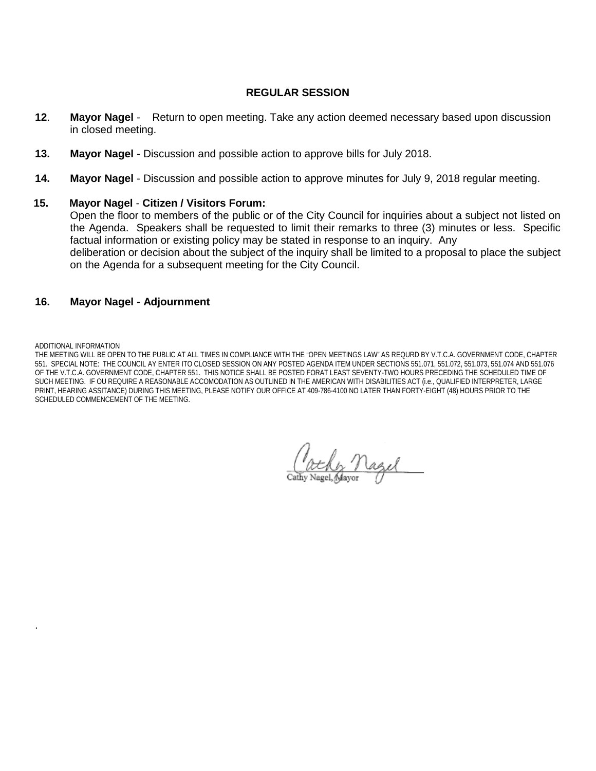**REGULAR SESSION**

**12**. **Mayor Nagel** - Return to open meeting. Take any action deemed necessary based upon discussion in closed meeting.

**13.** **Mayor Nagel** - Discussion and possible action to approve bills for July 2018.

**14.** **Mayor Nagel** - Discussion and possible action to approve minutes for July 9, 2018 regular meeting.

**15.** **Mayor Nagel** - **Citizen / Visitors Forum:**
Open the floor to members of the public or of the City Council for inquiries about a subject not listed on the Agenda. Speakers shall be requested to limit their remarks to three (3) minutes or less. Specific factual information or existing policy may be stated in response to an inquiry. Any deliberation or decision about the subject of the inquiry shall be limited to a proposal to place the subject on the Agenda for a subsequent meeting for the City Council.

**16.** **Mayor Nagel - Adjournment**

ADDITIONAL INFORMATION
THE MEETING WILL BE OPEN TO THE PUBLIC AT ALL TIMES IN COMPLIANCE WITH THE "OPEN MEETINGS LAW" AS REQURD BY V.T.C.A. GOVERNMENT CODE, CHAPTER 551. SPECIAL NOTE: THE COUNCIL AY ENTER ITO CLOSED SESSION ON ANY POSTED AGENDA ITEM UNDER SECTIONS 551.071, 551.072, 551.073, 551.074 AND 551.076 OF THE V.T.C.A. GOVERNMENT CODE, CHAPTER 551. THIS NOTICE SHALL BE POSTED FORAT LEAST SEVENTY-TWO HOURS PRECEDING THE SCHEDULED TIME OF SUCH MEETING. IF OU REQUIRE A REASONABLE ACCOMODATION AS OUTLINED IN THE AMERICAN WITH DISABILITIES ACT (i.e., QUALIFIED INTERPRETER, LARGE PRINT, HEARING ASSITANCE) DURING THIS MEETING, PLEASE NOTIFY OUR OFFICE AT 409-786-4100 NO LATER THAN FORTY-EIGHT (48) HOURS PRIOR TO THE SCHEDULED COMMENCEMENT OF THE MEETING.

Cathy Nagel
Cathy Nagel, Mayor

.